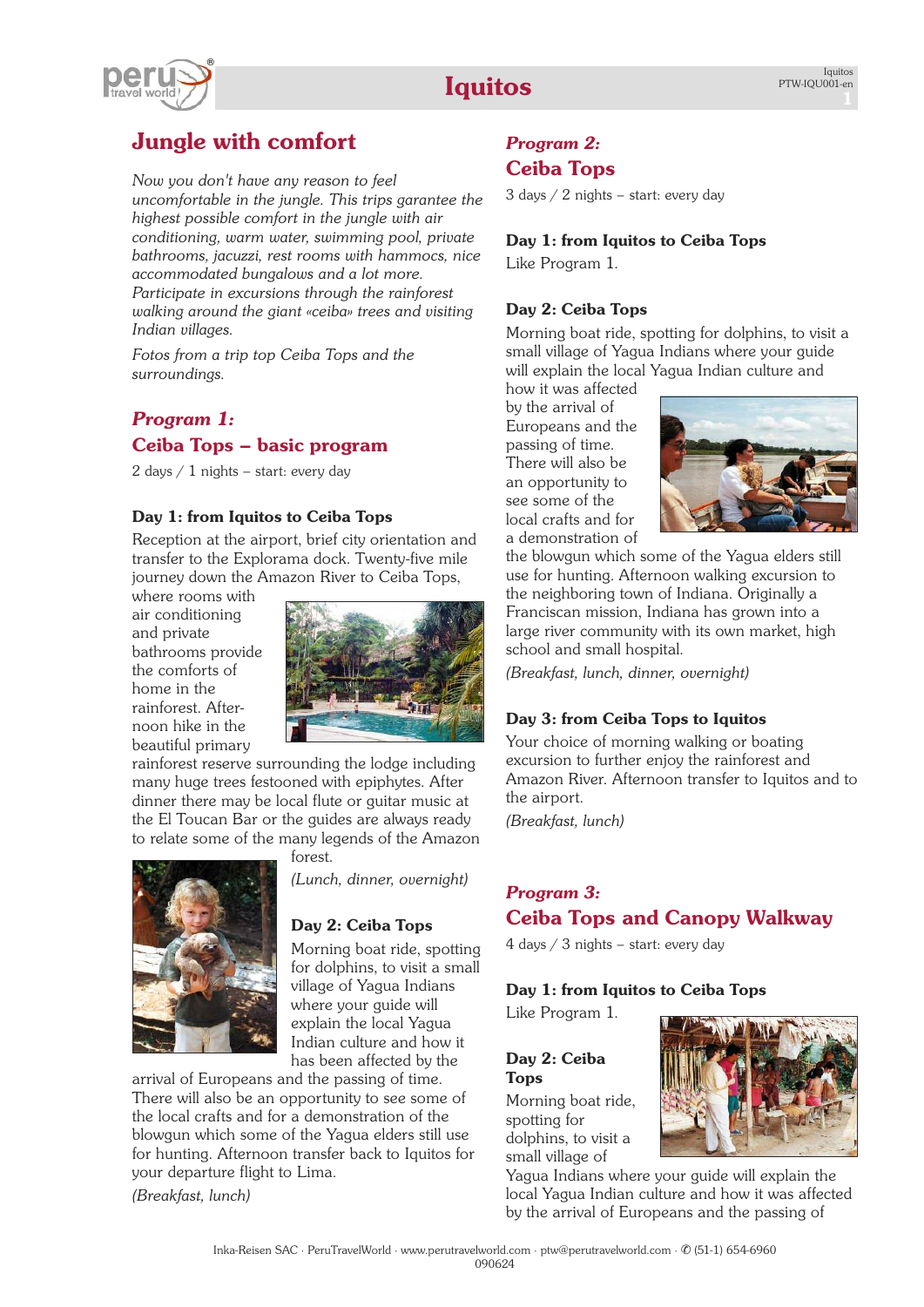# Iquitos

## Jungle with comfort

*Now you don't have any reason to feel uncomfortable in the jungle. This trips garantee the highest possible comfort in the jungle with air conditioning, warm water, swimming pool, private bathrooms, jacuzzi, rest rooms with hammocs, nice accommodated bungalows and a lot more. Participate in excursions through the rainforest walking around the giant «ceiba» trees and visiting Indian villages.*

*Fotos from a trip top Ceiba Tops and the surroundings.*

### *Program 1:*
### Ceiba Tops – basic program

2 days / 1 nights – start: every day

**Day 1: from Iquitos to Ceiba Tops**

Reception at the airport, brief city orientation and transfer to the Explorama dock. Twenty-five mile journey down the Amazon River to Ceiba Tops, where rooms with air conditioning and private bathrooms provide the comforts of home in the rainforest. Afternoon hike in the beautiful primary rainforest reserve surrounding the lodge including many huge trees festooned with epiphytes. After dinner there may be local flute or guitar music at the El Toucan Bar or the guides are always ready to relate some of the many legends of the Amazon forest.

*(Lunch, dinner, overnight)*

**Day 2: Ceiba Tops**

Morning boat ride, spotting for dolphins, to visit a small village of Yagua Indians where your guide will explain the local Yagua Indian culture and how it has been affected by the arrival of Europeans and the passing of time. There will also be an opportunity to see some of the local crafts and for a demonstration of the blowgun which some of the Yagua elders still use for hunting. Afternoon transfer back to Iquitos for your departure flight to Lima.

*(Breakfast, lunch)*

### *Program 2:*
### Ceiba Tops

3 days / 2 nights – start: every day

**Day 1: from Iquitos to Ceiba Tops**

Like Program 1.

**Day 2: Ceiba Tops**

Morning boat ride, spotting for dolphins, to visit a small village of Yagua Indians where your guide will explain the local Yagua Indian culture and how it was affected by the arrival of Europeans and the passing of time. There will also be an opportunity to see some of the local crafts and for a demonstration of the blowgun which some of the Yagua elders still use for hunting. Afternoon walking excursion to the neighboring town of Indiana. Originally a Franciscan mission, Indiana has grown into a large river community with its own market, high school and small hospital.

*(Breakfast, lunch, dinner, overnight)*

**Day 3: from Ceiba Tops to Iquitos**

Your choice of morning walking or boating excursion to further enjoy the rainforest and Amazon River. Afternoon transfer to Iquitos and to the airport.

*(Breakfast, lunch)*

### *Program 3:*
### Ceiba Tops and Canopy Walkway

4 days / 3 nights – start: every day

**Day 1: from Iquitos to Ceiba Tops**

Like Program 1.

**Day 2: Ceiba Tops**

Morning boat ride, spotting for dolphins, to visit a small village of Yagua Indians where your guide will explain the local Yagua Indian culture and how it was affected by the arrival of Europeans and the passing of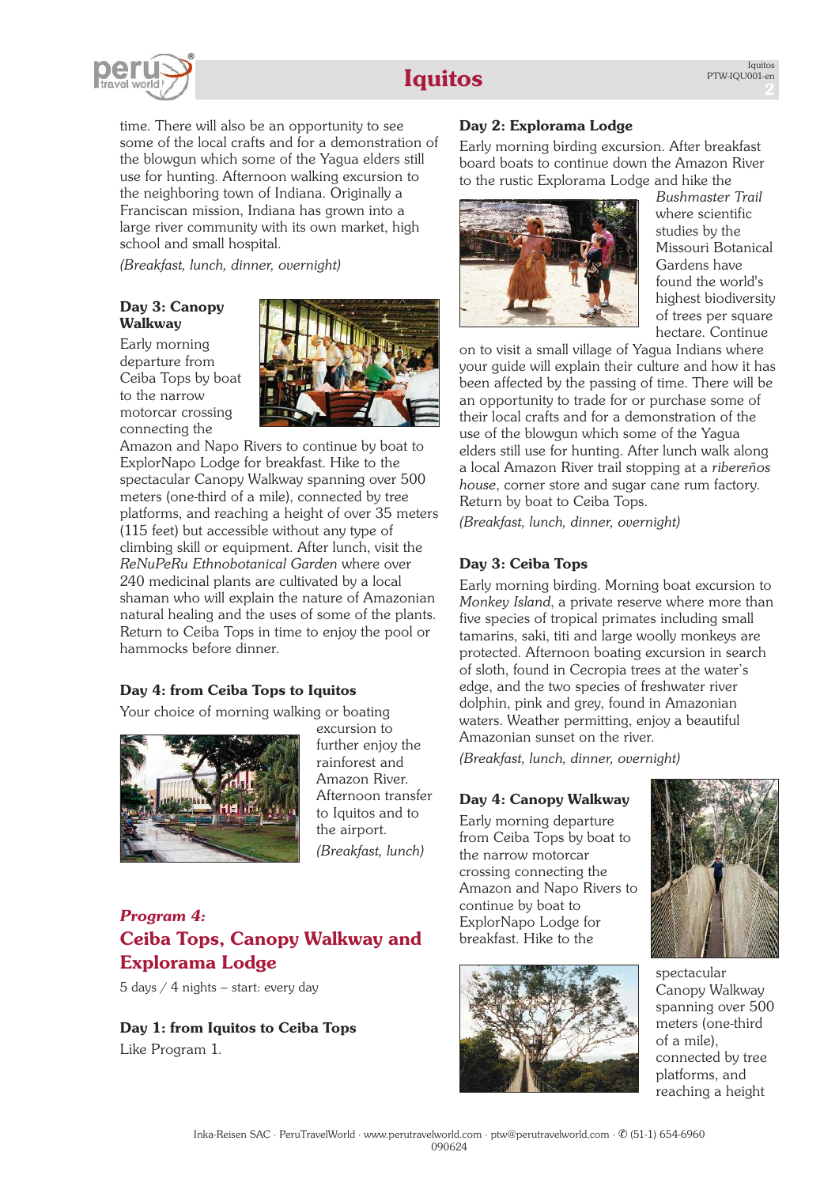time. There will also be an opportunity to see some of the local crafts and for a demonstration of the blowgun which some of the Yagua elders still use for hunting. Afternoon walking excursion to the neighboring town of Indiana. Originally a Franciscan mission, Indiana has grown into a large river community with its own market, high school and small hospital.

*(Breakfast, lunch, dinner, overnight)*

### Day 3: Canopy Walkway

Early morning departure from Ceiba Tops by boat to the narrow motorcar crossing connecting the Amazon and Napo Rivers to continue by boat to ExplorNapo Lodge for breakfast. Hike to the spectacular Canopy Walkway spanning over 500 meters (one-third of a mile), connected by tree platforms, and reaching a height of over 35 meters (115 feet) but accessible without any type of climbing skill or equipment. After lunch, visit the *ReNuPeRu Ethnobotanical Garden* where over 240 medicinal plants are cultivated by a local shaman who will explain the nature of Amazonian natural healing and the uses of some of the plants. Return to Ceiba Tops in time to enjoy the pool or hammocks before dinner.

### Day 4: from Ceiba Tops to Iquitos

Your choice of morning walking or boating excursion to further enjoy the rainforest and Amazon River. Afternoon transfer to Iquitos and to the airport.

*(Breakfast, lunch)*

## *Program 4:* Ceiba Tops, Canopy Walkway and Explorama Lodge

5 days / 4 nights – start: every day

### Day 1: from Iquitos to Ceiba Tops

Like Program 1.

### Day 2: Explorama Lodge

Early morning birding excursion. After breakfast board boats to continue down the Amazon River to the rustic Explorama Lodge and hike the *Bushmaster Trail* where scientific studies by the Missouri Botanical Gardens have found the world's highest biodiversity of trees per square hectare. Continue on to visit a small village of Yagua Indians where your guide will explain their culture and how it has been affected by the passing of time. There will be an opportunity to trade for or purchase some of their local crafts and for a demonstration of the use of the blowgun which some of the Yagua elders still use for hunting. After lunch walk along a local Amazon River trail stopping at a *ribereños house*, corner store and sugar cane rum factory. Return by boat to Ceiba Tops.

*(Breakfast, lunch, dinner, overnight)*

### Day 3: Ceiba Tops

Early morning birding. Morning boat excursion to *Monkey Island*, a private reserve where more than five species of tropical primates including small tamarins, saki, titi and large woolly monkeys are protected. Afternoon boating excursion in search of sloth, found in Cecropia trees at the water's edge, and the two species of freshwater river dolphin, pink and grey, found in Amazonian waters. Weather permitting, enjoy a beautiful Amazonian sunset on the river.

*(Breakfast, lunch, dinner, overnight)*

### Day 4: Canopy Walkway

Early morning departure from Ceiba Tops by boat to the narrow motorcar crossing connecting the Amazon and Napo Rivers to continue by boat to ExplorNapo Lodge for breakfast. Hike to the spectacular Canopy Walkway spanning over 500 meters (one-third of a mile), connected by tree platforms, and reaching a height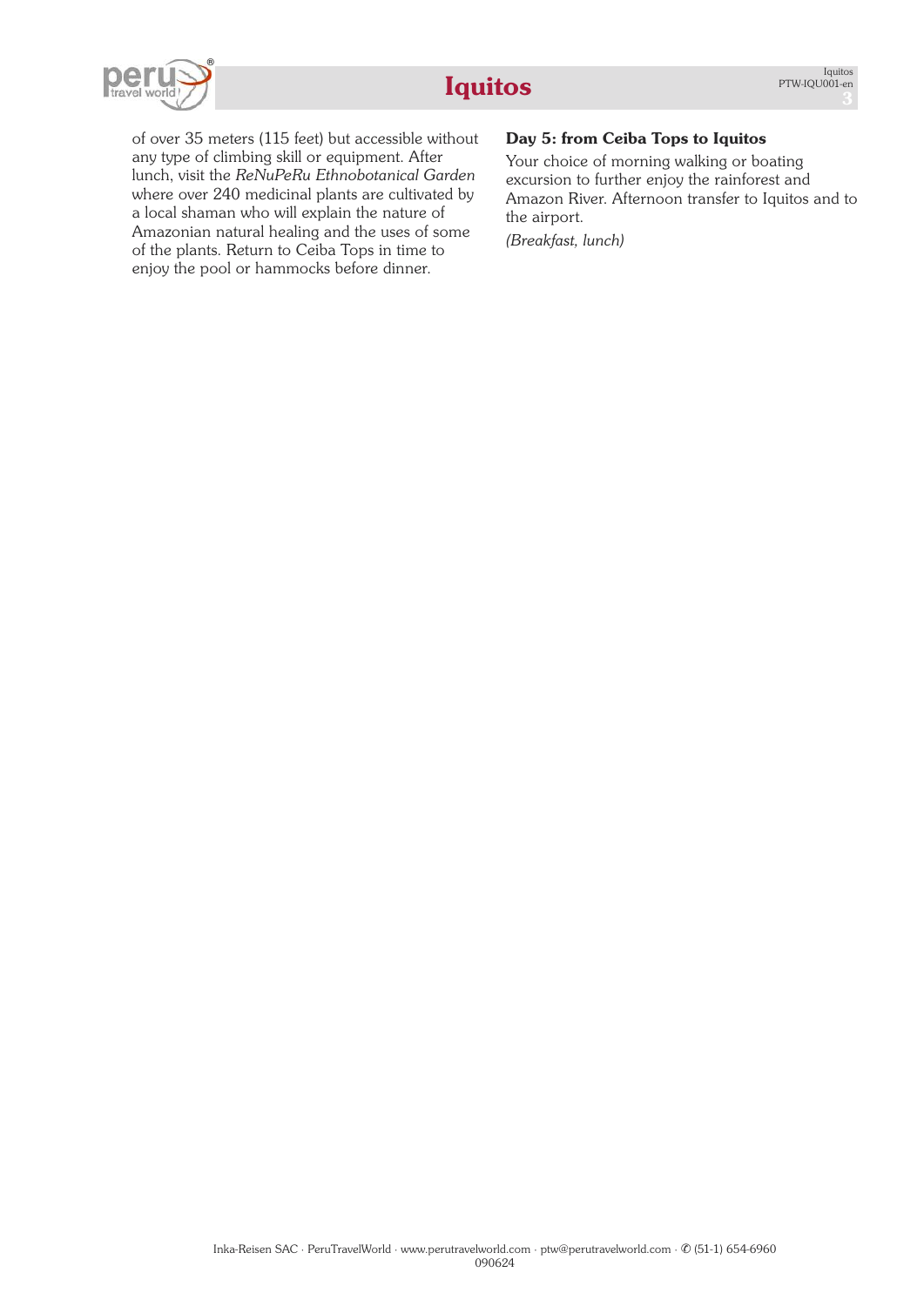of over 35 meters (115 feet) but accessible without any type of climbing skill or equipment. After lunch, visit the *ReNuPeRu Ethnobotanical Garden* where over 240 medicinal plants are cultivated by a local shaman who will explain the nature of Amazonian natural healing and the uses of some of the plants. Return to Ceiba Tops in time to enjoy the pool or hammocks before dinner.

**Day 5: from Ceiba Tops to Iquitos**

Your choice of morning walking or boating excursion to further enjoy the rainforest and Amazon River. Afternoon transfer to Iquitos and to the airport.

*(Breakfast, lunch)*